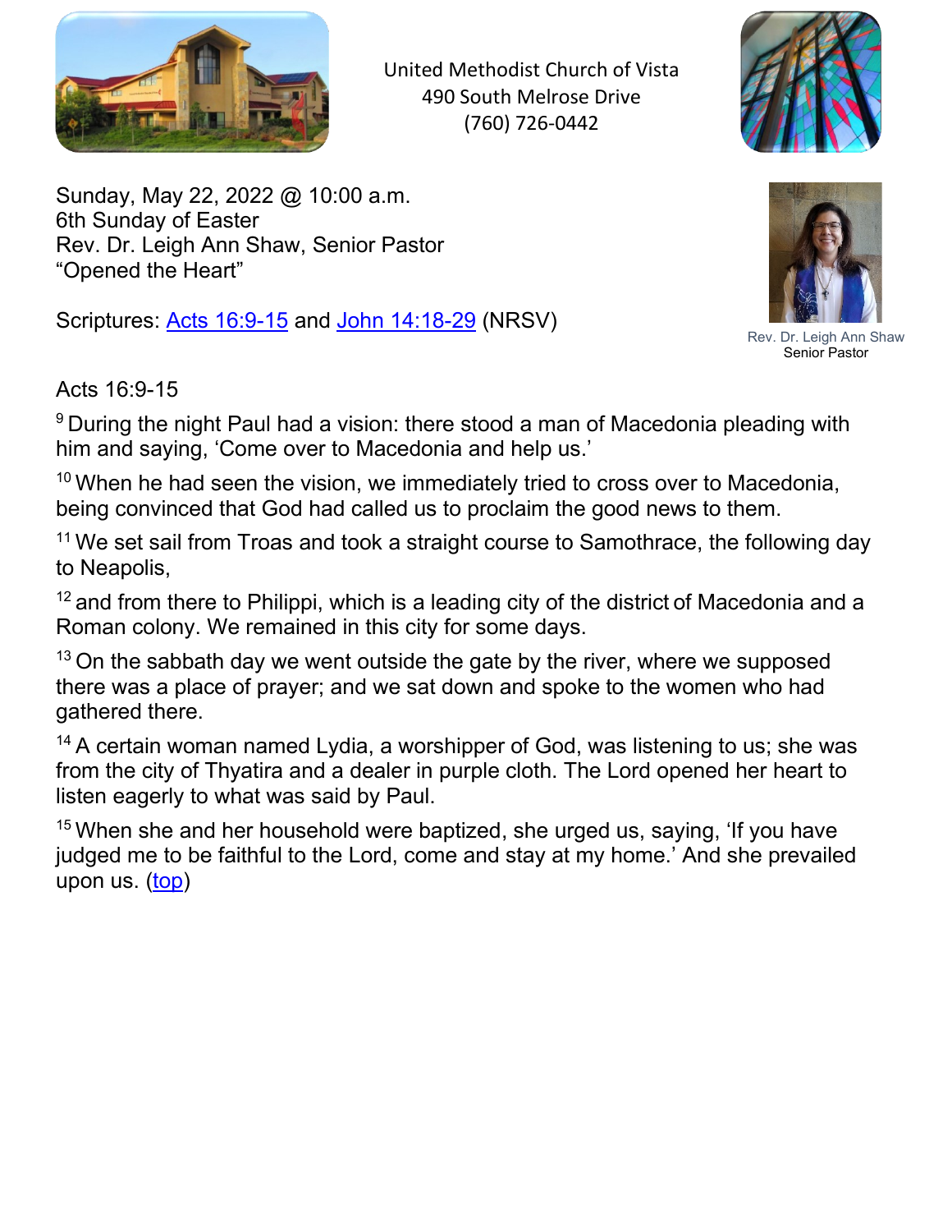United Methodist Church of Vista
490 South Melrose Drive
(760) 726-0442

Sunday, May 22, 2022 @ 10:00 a.m.
6th Sunday of Easter
Rev. Dr. Leigh Ann Shaw, Senior Pastor
"Opened the Heart"

Scriptures: Acts 16:9-15 and John 14:18-29 (NRSV)

Rev. Dr. Leigh Ann Shaw
Senior Pastor

## Acts 16:9-15

[9] During the night Paul had a vision: there stood a man of Macedonia pleading with him and saying, 'Come over to Macedonia and help us.'

[10] When he had seen the vision, we immediately tried to cross over to Macedonia, being convinced that God had called us to proclaim the good news to them.

[11] We set sail from Troas and took a straight course to Samothrace, the following day to Neapolis,

[12] and from there to Philippi, which is a leading city of the district of Macedonia and a Roman colony. We remained in this city for some days.

[13] On the sabbath day we went outside the gate by the river, where we supposed there was a place of prayer; and we sat down and spoke to the women who had gathered there.

[14] A certain woman named Lydia, a worshipper of God, was listening to us; she was from the city of Thyatira and a dealer in purple cloth. The Lord opened her heart to listen eagerly to what was said by Paul.

[15] When she and her household were baptized, she urged us, saying, 'If you have judged me to be faithful to the Lord, come and stay at my home.' And she prevailed upon us. (top)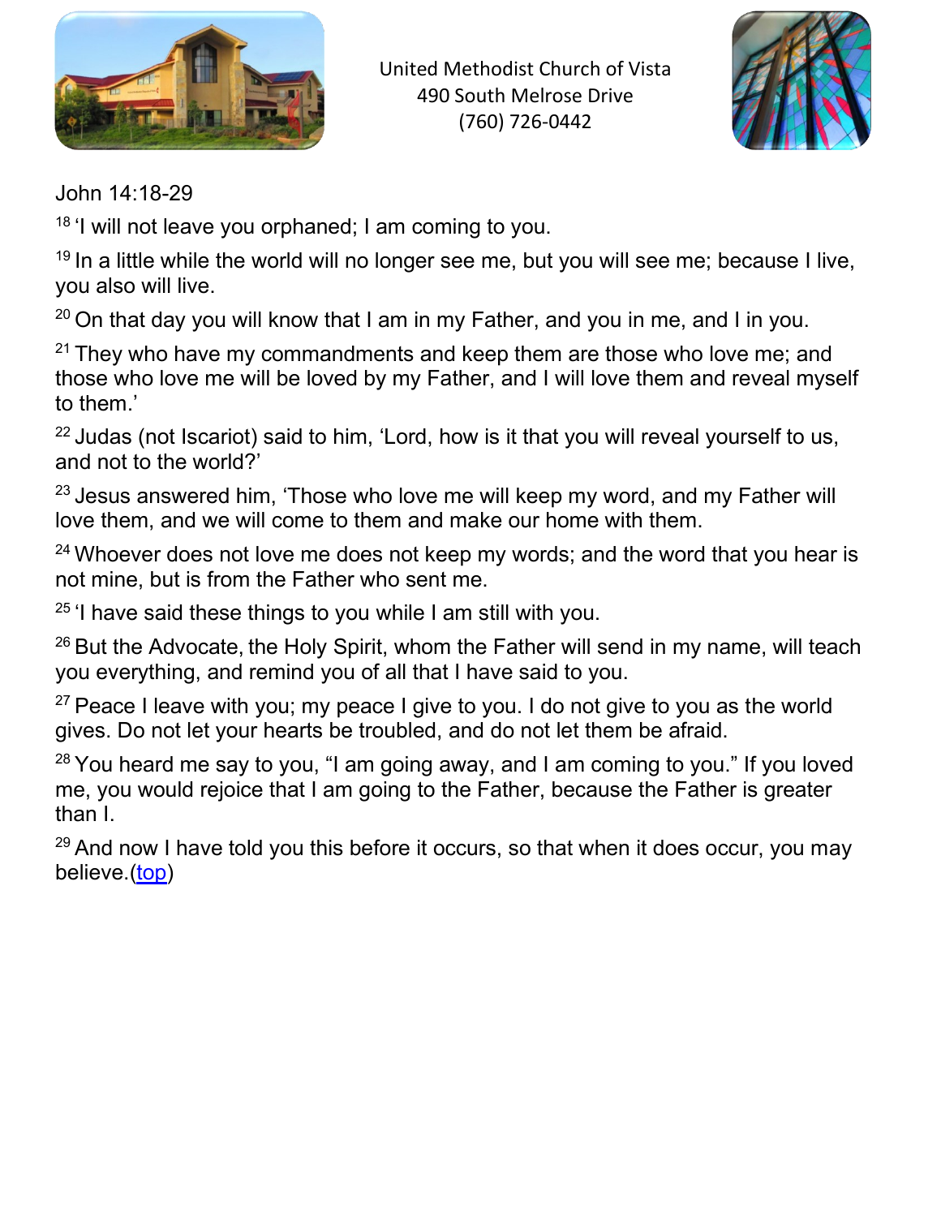United Methodist Church of Vista
490 South Melrose Drive
(760) 726-0442

John 14:18-29

[18] 'I will not leave you orphaned; I am coming to you.

[19] In a little while the world will no longer see me, but you will see me; because I live, you also will live.

[20] On that day you will know that I am in my Father, and you in me, and I in you.

[21] They who have my commandments and keep them are those who love me; and those who love me will be loved by my Father, and I will love them and reveal myself to them.'

[22] Judas (not Iscariot) said to him, 'Lord, how is it that you will reveal yourself to us, and not to the world?'

[23] Jesus answered him, 'Those who love me will keep my word, and my Father will love them, and we will come to them and make our home with them.

[24] Whoever does not love me does not keep my words; and the word that you hear is not mine, but is from the Father who sent me.

[25] 'I have said these things to you while I am still with you.

[26] But the Advocate, the Holy Spirit, whom the Father will send in my name, will teach you everything, and remind you of all that I have said to you.

[27] Peace I leave with you; my peace I give to you. I do not give to you as the world gives. Do not let your hearts be troubled, and do not let them be afraid.

[28] You heard me say to you, "I am going away, and I am coming to you." If you loved me, you would rejoice that I am going to the Father, because the Father is greater than I.

[29] And now I have told you this before it occurs, so that when it does occur, you may believe.(top)